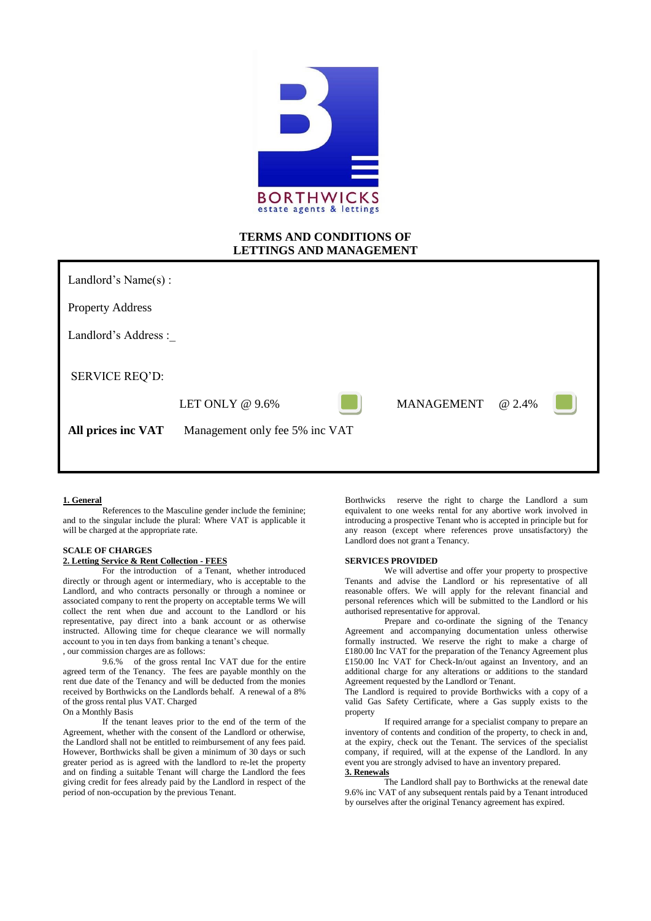BORTHWICKS
estate agents & lettings

# TERMS AND CONDITIONS OF LETTINGS AND MANAGEMENT

Landlord's Name(s) :

Property Address

Landlord's Address :_

SERVICE REQ'D:

LET ONLY @ 9.6% ☐ MANAGEMENT @ 2.4% ☐

**All prices inc VAT** Management only fee 5% inc VAT

**1. General**

References to the Masculine gender include the feminine; and to the singular include the plural: Where VAT is applicable it will be charged at the appropriate rate.

**SCALE OF CHARGES**

**2. Letting Service & Rent Collection - FEES**

For the introduction of a Tenant, whether introduced directly or through agent or intermediary, who is acceptable to the Landlord, and who contracts personally or through a nominee or associated company to rent the property on acceptable terms We will collect the rent when due and account to the Landlord or his representative, pay direct into a bank account or as otherwise instructed. Allowing time for cheque clearance we will normally account to you in ten days from banking a tenant's cheque.
, our commission charges are as follows:

9.6.% of the gross rental Inc VAT due for the entire agreed term of the Tenancy. The fees are payable monthly on the rent due date of the Tenancy and will be deducted from the monies received by Borthwicks on the Landlords behalf. A renewal of a 8% of the gross rental plus VAT. Charged
On a Monthly Basis

If the tenant leaves prior to the end of the term of the Agreement, whether with the consent of the Landlord or otherwise, the Landlord shall not be entitled to reimbursement of any fees paid. However, Borthwicks shall be given a minimum of 30 days or such greater period as is agreed with the landlord to re-let the property and on finding a suitable Tenant will charge the Landlord the fees giving credit for fees already paid by the Landlord in respect of the period of non-occupation by the previous Tenant.

Borthwicks reserve the right to charge the Landlord a sum equivalent to one weeks rental for any abortive work involved in introducing a prospective Tenant who is accepted in principle but for any reason (except where references prove unsatisfactory) the Landlord does not grant a Tenancy.

**SERVICES PROVIDED**

We will advertise and offer your property to prospective Tenants and advise the Landlord or his representative of all reasonable offers. We will apply for the relevant financial and personal references which will be submitted to the Landlord or his authorised representative for approval.

Prepare and co-ordinate the signing of the Tenancy Agreement and accompanying documentation unless otherwise formally instructed. We reserve the right to make a charge of £180.00 Inc VAT for the preparation of the Tenancy Agreement plus £150.00 Inc VAT for Check-In/out against an Inventory, and an additional charge for any alterations or additions to the standard Agreement requested by the Landlord or Tenant.

The Landlord is required to provide Borthwicks with a copy of a valid Gas Safety Certificate, where a Gas supply exists to the property

If required arrange for a specialist company to prepare an inventory of contents and condition of the property, to check in and, at the expiry, check out the Tenant. The services of the specialist company, if required, will at the expense of the Landlord. In any event you are strongly advised to have an inventory prepared.

**3. Renewals**

The Landlord shall pay to Borthwicks at the renewal date 9.6% inc VAT of any subsequent rentals paid by a Tenant introduced by ourselves after the original Tenancy agreement has expired.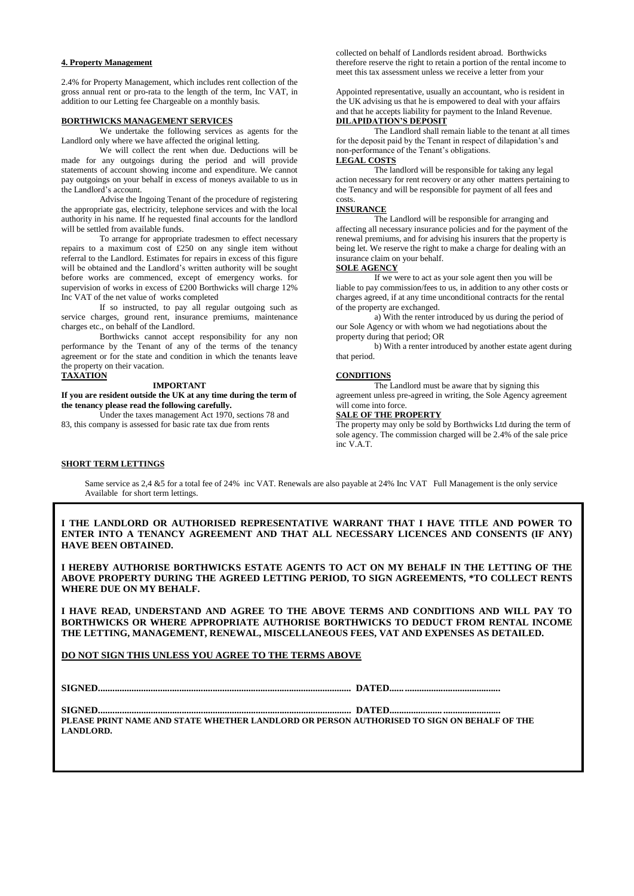**4. Property Management**

2.4% for Property Management, which includes rent collection of the gross annual rent or pro-rata to the length of the term, Inc VAT, in addition to our Letting fee Chargeable on a monthly basis.

**BORTHWICKS MANAGEMENT SERVICES**

We undertake the following services as agents for the Landlord only where we have affected the original letting.

We will collect the rent when due. Deductions will be made for any outgoings during the period and will provide statements of account showing income and expenditure. We cannot pay outgoings on your behalf in excess of moneys available to us in the Landlord's account.

Advise the Ingoing Tenant of the procedure of registering the appropriate gas, electricity, telephone services and with the local authority in his name. If he requested final accounts for the landlord will be settled from available funds.

To arrange for appropriate tradesmen to effect necessary repairs to a maximum cost of £250 on any single item without referral to the Landlord. Estimates for repairs in excess of this figure will be obtained and the Landlord's written authority will be sought before works are commenced, except of emergency works. for supervision of works in excess of £200 Borthwicks will charge 12% Inc VAT of the net value of works completed

If so instructed, to pay all regular outgoing such as service charges, ground rent, insurance premiums, maintenance charges etc., on behalf of the Landlord.

Borthwicks cannot accept responsibility for any non performance by the Tenant of any of the terms of the tenancy agreement or for the state and condition in which the tenants leave the property on their vacation.

**TAXATION**

**IMPORTANT**

**If you are resident outside the UK at any time during the term of the tenancy please read the following carefully.**

Under the taxes management Act 1970, sections 78 and 83, this company is assessed for basic rate tax due from rents collected on behalf of Landlords resident abroad. Borthwicks therefore reserve the right to retain a portion of the rental income to meet this tax assessment unless we receive a letter from your

Appointed representative, usually an accountant, who is resident in the UK advising us that he is empowered to deal with your affairs and that he accepts liability for payment to the Inland Revenue.

**DILAPIDATION'S DEPOSIT**

The Landlord shall remain liable to the tenant at all times for the deposit paid by the Tenant in respect of dilapidation's and non-performance of the Tenant's obligations.

**LEGAL COSTS**

The landlord will be responsible for taking any legal action necessary for rent recovery or any other matters pertaining to the Tenancy and will be responsible for payment of all fees and costs.

**INSURANCE**

The Landlord will be responsible for arranging and affecting all necessary insurance policies and for the payment of the renewal premiums, and for advising his insurers that the property is being let. We reserve the right to make a charge for dealing with an insurance claim on your behalf.

**SOLE AGENCY**

If we were to act as your sole agent then you will be liable to pay commission/fees to us, in addition to any other costs or charges agreed, if at any time unconditional contracts for the rental of the property are exchanged.

a) With the renter introduced by us during the period of our Sole Agency or with whom we had negotiations about the property during that period; OR

b) With a renter introduced by another estate agent during that period.

**CONDITIONS**

The Landlord must be aware that by signing this agreement unless pre-agreed in writing, the Sole Agency agreement will come into force.

**SALE OF THE PROPERTY**

The property may only be sold by Borthwicks Ltd during the term of sole agency. The commission charged will be 2.4% of the sale price inc V.A.T.

**SHORT TERM LETTINGS**

Same service as 2,4 &5 for a total fee of 24% inc VAT. Renewals are also payable at 24% Inc VAT Full Management is the only service Available for short term lettings.

**I THE LANDLORD OR AUTHORISED REPRESENTATIVE WARRANT THAT I HAVE TITLE AND POWER TO ENTER INTO A TENANCY AGREEMENT AND THAT ALL NECESSARY LICENCES AND CONSENTS (IF ANY) HAVE BEEN OBTAINED.**

**I HEREBY AUTHORISE BORTHWICKS ESTATE AGENTS TO ACT ON MY BEHALF IN THE LETTING OF THE ABOVE PROPERTY DURING THE AGREED LETTING PERIOD, TO SIGN AGREEMENTS, *TO COLLECT RENTS WHERE DUE ON MY BEHALF.**

**I HAVE READ, UNDERSTAND AND AGREE TO THE ABOVE TERMS AND CONDITIONS AND WILL PAY TO BORTHWICKS OR WHERE APPROPRIATE AUTHORISE BORTHWICKS TO DEDUCT FROM RENTAL INCOME THE LETTING, MANAGEMENT, RENEWAL, MISCELLANEOUS FEES, VAT AND EXPENSES AS DETAILED.**

**DO NOT SIGN THIS UNLESS YOU AGREE TO THE TERMS ABOVE**

**SIGNED........................................................................................................ DATED.................................................**

**SIGNED........................................................................................................ DATED.................................................**

**PLEASE PRINT NAME AND STATE WHETHER LANDLORD OR PERSON AUTHORISED TO SIGN ON BEHALF OF THE LANDLORD.**